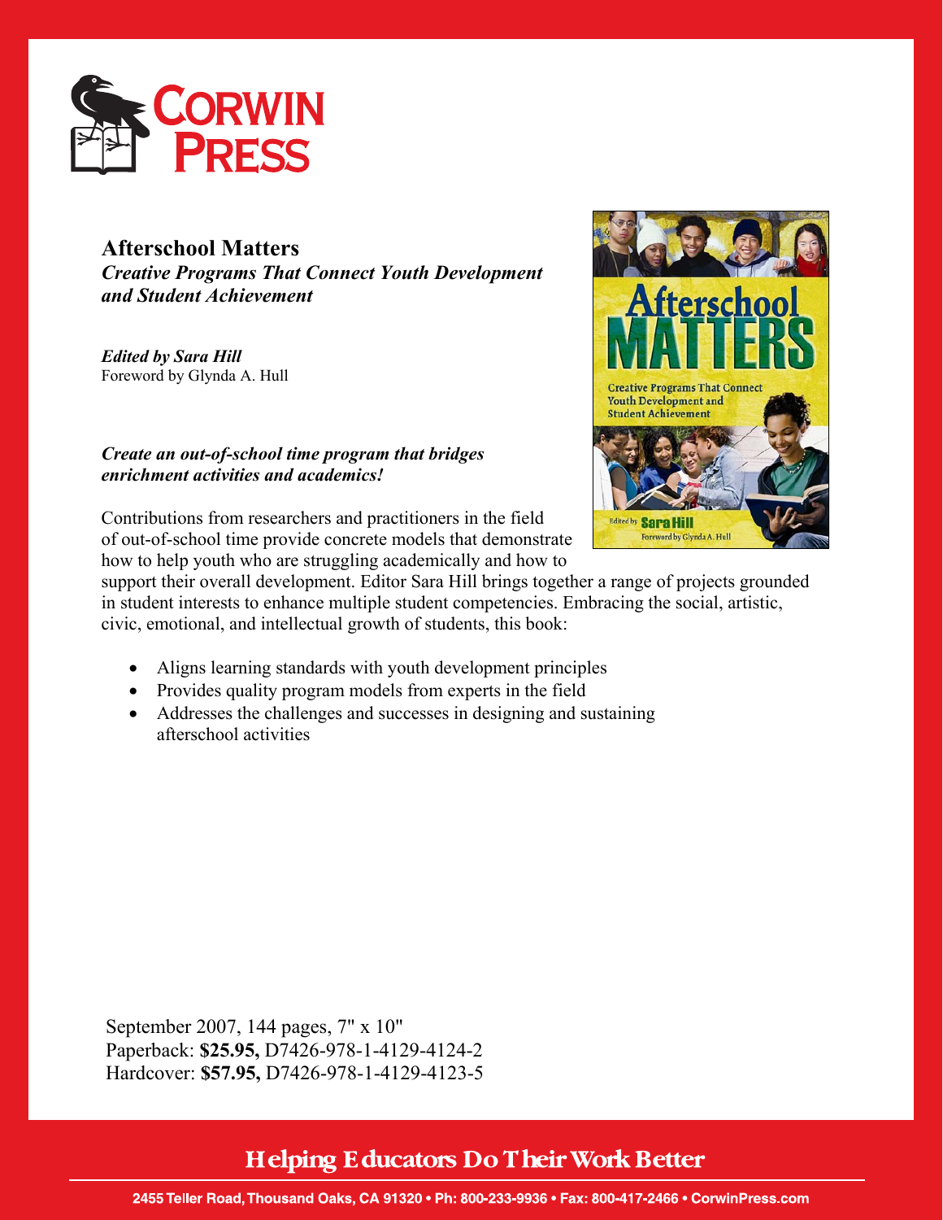CORWIN PRESS

# Afterschool Matters

***Creative Programs That Connect Youth Development and Student Achievement***

***Edited by Sara Hill***
Foreword by Glynda A. Hull

***Create an out-of-school time program that bridges enrichment activities and academics!***

Contributions from researchers and practitioners in the field of out-of-school time provide concrete models that demonstrate how to help youth who are struggling academically and how to support their overall development. Editor Sara Hill brings together a range of projects grounded in student interests to enhance multiple student competencies. Embracing the social, artistic, civic, emotional, and intellectual growth of students, this book:

- Aligns learning standards with youth development principles
- Provides quality program models from experts in the field
- Addresses the challenges and successes in designing and sustaining afterschool activities

September 2007, 144 pages, 7" x 10"
Paperback: **$25.95,** D7426-978-1-4129-4124-2
Hardcover: **$57.95,** D7426-978-1-4129-4123-5

**Helping Educators Do Their Work Better**

2455 Teller Road, Thousand Oaks, CA 91320 • Ph: 800-233-9936 • Fax: 800-417-2466 • CorwinPress.com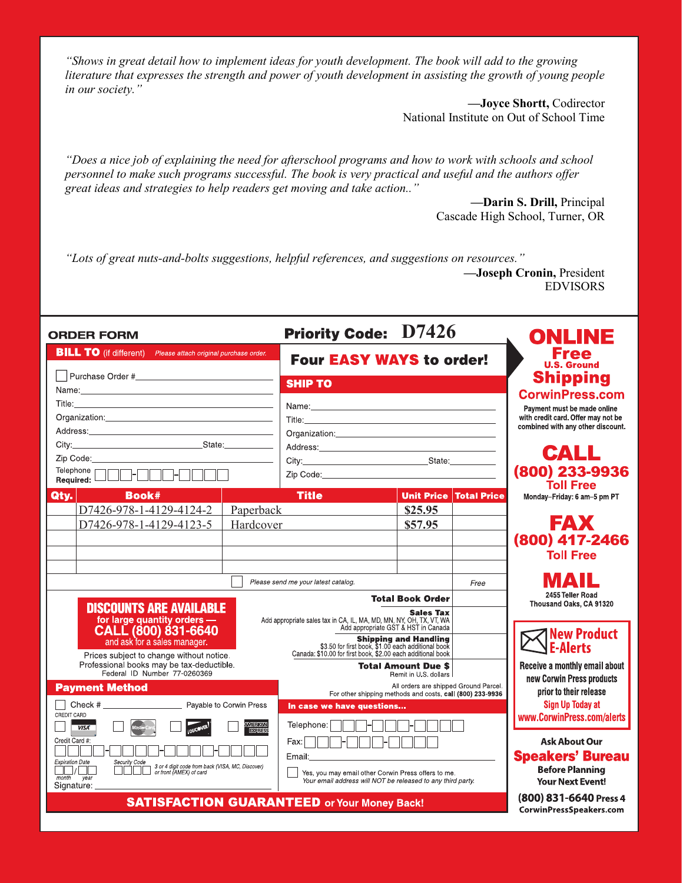*"Shows in great detail how to implement ideas for youth development. The book will add to the growing literature that expresses the strength and power of youth development in assisting the growth of young people in our society."*

—**Joyce Shortt,** Codirector
National Institute on Out of School Time

*"Does a nice job of explaining the need for afterschool programs and how to work with schools and school personnel to make such programs successful. The book is very practical and useful and the authors offer great ideas and strategies to help readers get moving and take action.."*

—**Darin S. Drill,** Principal
Cascade High School, Turner, OR

*"Lots of great nuts-and-bolts suggestions, helpful references, and suggestions on resources."*

—**Joseph Cronin,** President
EDVISORS

## ORDER FORM

**Priority Code: D7426**

### Four EASY WAYS to order!

**BILL TO** (if different) *Please attach original purchase order.*

☐ Purchase Order #\_\_\_\_\_\_\_\_\_\_
Name:\_\_\_\_\_\_\_\_\_\_
Title:\_\_\_\_\_\_\_\_\_\_
Organization:\_\_\_\_\_\_\_\_\_\_
Address:\_\_\_\_\_\_\_\_\_\_
City:\_\_\_\_\_\_\_\_\_\_ State:\_\_\_\_\_\_\_\_\_\_
Zip Code:\_\_\_\_\_\_\_\_\_\_
Telephone Required: ☐☐☐-☐☐☐-☐☐☐☐

**SHIP TO**

Name:\_\_\_\_\_\_\_\_\_\_
Title:\_\_\_\_\_\_\_\_\_\_
Organization:\_\_\_\_\_\_\_\_\_\_
Address:\_\_\_\_\_\_\_\_\_\_
City:\_\_\_\_\_\_\_\_\_\_ State:\_\_\_\_\_\_\_\_\_\_
Zip Code:\_\_\_\_\_\_\_\_\_\_

| Qty. | Book# | Title | Unit Price | Total Price |
|---|---|---|---|---|
| | D7426-978-1-4129-4124-2 | Paperback | $25.95 | |
| | D7426-978-1-4129-4123-5 | Hardcover | $57.95 | |
| | | | | |
| | | | | |
| | | | | |
| | | ☐ *Please send me your latest catalog.* | | *Free* |
| | | | **Total Book Order** | |
| | | | **Sales Tax** Add appropriate sales tax in CA, IL, MA, MD, MN, NY, OH, TX, VT, WA. Add appropriate GST & HST in Canada | |
| | | | **Shipping and Handling** $3.50 for first book, $1.00 each additional book. Canada: $10.00 for first book, $2.00 each additional book | |
| | | | **Total Amount Due $** Remit in U.S. dollars | |

**DISCOUNTS ARE AVAILABLE** for large quantity orders — **CALL (800) 831-6640** and ask for a sales manager.

Prices subject to change without notice.
Professional books may be tax-deductible.
Federal ID Number 77-0260369

All orders are shipped Ground Parcel.
For other shipping methods and costs, **call (800) 233-9936**

**Payment Method**

☐ Check # \_\_\_\_\_\_\_\_\_\_ Payable to Corwin Press

CREDIT CARD
☐ VISA ☐ MasterCard ☐ Discover ☐ American Express

Credit Card #: ☐☐☐☐-☐☐☐☐-☐☐☐☐-☐☐☐☐

Expiration Date ☐☐/☐☐ (month / year)
Security Code ☐☐☐☐ 3 or 4 digit code from back (VISA, MC, Discover) or front (AMEX) of card

Signature:\_\_\_\_\_\_\_\_\_\_

**In case we have questions...**

Telephone: ☐☐☐-☐☐☐-☐☐☐☐
Fax: ☐☐☐-☐☐☐-☐☐☐☐
Email:\_\_\_\_\_\_\_\_\_\_

☐ Yes, you may email other Corwin Press offers to me.
*Your email address will NOT be released to any third party.*

**SATISFACTION GUARANTEED or Your Money Back!**

**ONLINE**
**Free U.S. Ground Shipping**
**CorwinPress.com**
Payment must be made online with credit card. Offer may not be combined with any other discount.

**CALL**
**(800) 233-9936**
**Toll Free**
Monday–Friday: 6 am–5 pm PT

**FAX**
**(800) 417-2466**
**Toll Free**

**MAIL**
2455 Teller Road
Thousand Oaks, CA 91320

**New Product E-Alerts**
Receive a monthly email about new Corwin Press products prior to their release
**Sign Up Today at www.CorwinPress.com/alerts**

Ask About Our
**Speakers' Bureau**
Before Planning Your Next Event!
**(800) 831-6640** Press 4
**CorwinPressSpeakers.com**